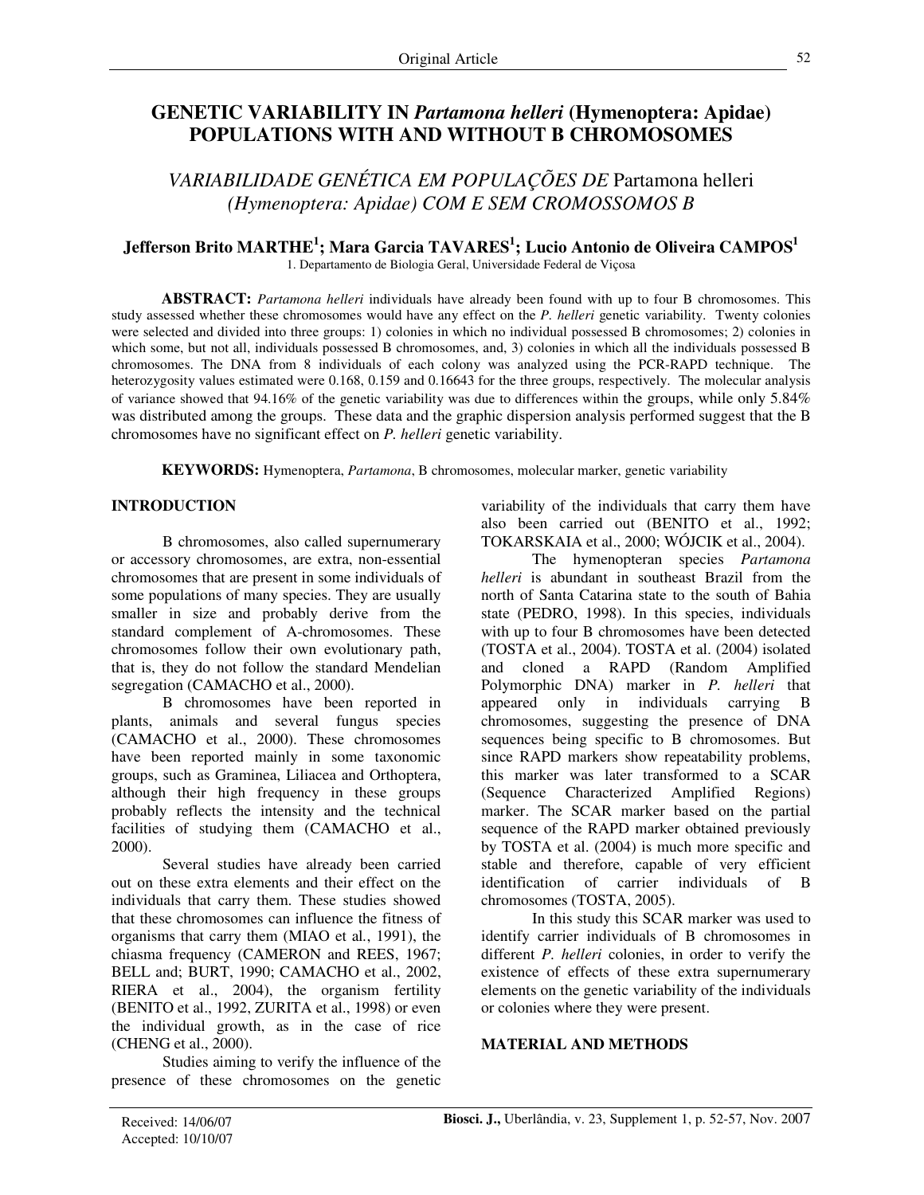Original Article

# GENETIC VARIABILITY IN *Partamona helleri* (Hymenoptera: Apidae) POPULATIONS WITH AND WITHOUT B CHROMOSOMES

## *VARIABILIDADE GENÉTICA EM POPULAÇÕES DE* Partamona helleri *(Hymenoptera: Apidae) COM E SEM CROMOSSOMOS B*

**Jefferson Brito MARTHE[1]; Mara Garcia TAVARES[1]; Lucio Antonio de Oliveira CAMPOS[1]**

1. Departamento de Biologia Geral, Universidade Federal de Viçosa

**ABSTRACT:** *Partamona helleri* individuals have already been found with up to four B chromosomes. This study assessed whether these chromosomes would have any effect on the *P. helleri* genetic variability. Twenty colonies were selected and divided into three groups: 1) colonies in which no individual possessed B chromosomes; 2) colonies in which some, but not all, individuals possessed B chromosomes, and, 3) colonies in which all the individuals possessed B chromosomes. The DNA from 8 individuals of each colony was analyzed using the PCR-RAPD technique. The heterozygosity values estimated were 0.168, 0.159 and 0.16643 for the three groups, respectively. The molecular analysis of variance showed that 94.16% of the genetic variability was due to differences within the groups, while only 5.84% was distributed among the groups. These data and the graphic dispersion analysis performed suggest that the B chromosomes have no significant effect on *P. helleri* genetic variability.

**KEYWORDS:** Hymenoptera, *Partamona*, B chromosomes, molecular marker, genetic variability

## INTRODUCTION

B chromosomes, also called supernumerary or accessory chromosomes, are extra, non-essential chromosomes that are present in some individuals of some populations of many species. They are usually smaller in size and probably derive from the standard complement of A-chromosomes. These chromosomes follow their own evolutionary path, that is, they do not follow the standard Mendelian segregation (CAMACHO et al., 2000).

B chromosomes have been reported in plants, animals and several fungus species (CAMACHO et al., 2000). These chromosomes have been reported mainly in some taxonomic groups, such as Graminea, Liliacea and Orthoptera, although their high frequency in these groups probably reflects the intensity and the technical facilities of studying them (CAMACHO et al., 2000).

Several studies have already been carried out on these extra elements and their effect on the individuals that carry them. These studies showed that these chromosomes can influence the fitness of organisms that carry them (MIAO et al., 1991), the chiasma frequency (CAMERON and REES, 1967; BELL and; BURT, 1990; CAMACHO et al., 2002, RIERA et al., 2004), the organism fertility (BENITO et al., 1992, ZURITA et al., 1998) or even the individual growth, as in the case of rice (CHENG et al., 2000).

Studies aiming to verify the influence of the presence of these chromosomes on the genetic variability of the individuals that carry them have also been carried out (BENITO et al., 1992; TOKARSKAIA et al., 2000; WÓJCIK et al., 2004).

The hymenopteran species *Partamona helleri* is abundant in southeast Brazil from the north of Santa Catarina state to the south of Bahia state (PEDRO, 1998). In this species, individuals with up to four B chromosomes have been detected (TOSTA et al., 2004). TOSTA et al. (2004) isolated and cloned a RAPD (Random Amplified Polymorphic DNA) marker in *P. helleri* that appeared only in individuals carrying B chromosomes, suggesting the presence of DNA sequences being specific to B chromosomes. But since RAPD markers show repeatability problems, this marker was later transformed to a SCAR (Sequence Characterized Amplified Regions) marker. The SCAR marker based on the partial sequence of the RAPD marker obtained previously by TOSTA et al. (2004) is much more specific and stable and therefore, capable of very efficient identification of carrier individuals of B chromosomes (TOSTA, 2005).

In this study this SCAR marker was used to identify carrier individuals of B chromosomes in different *P. helleri* colonies, in order to verify the existence of effects of these extra supernumerary elements on the genetic variability of the individuals or colonies where they were present.

## MATERIAL AND METHODS

Received: 14/06/07
Accepted: 10/10/07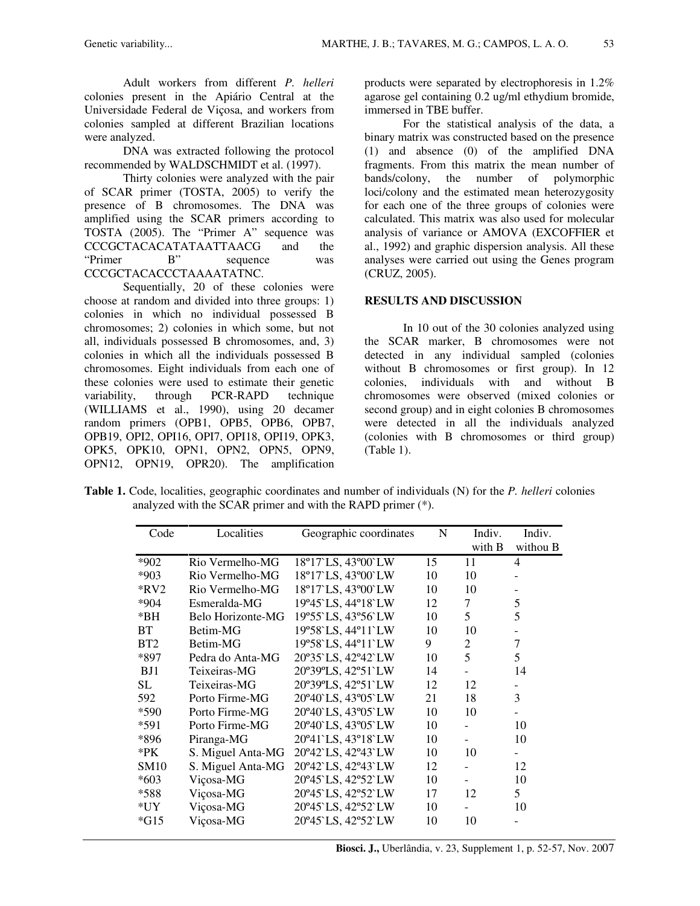Adult workers from different *P. helleri* colonies present in the Apiário Central at the Universidade Federal de Viçosa, and workers from colonies sampled at different Brazilian locations were analyzed.

DNA was extracted following the protocol recommended by WALDSCHMIDT et al. (1997).

Thirty colonies were analyzed with the pair of SCAR primer (TOSTA, 2005) to verify the presence of B chromosomes. The DNA was amplified using the SCAR primers according to TOSTA (2005). The "Primer A" sequence was CCCGCTACACATATAATTAACG and the "Primer B" sequence was CCCGCTACACCCTAAAATATNC.

Sequentially, 20 of these colonies were choose at random and divided into three groups: 1) colonies in which no individual possessed B chromosomes; 2) colonies in which some, but not all, individuals possessed B chromosomes, and, 3) colonies in which all the individuals possessed B chromosomes. Eight individuals from each one of these colonies were used to estimate their genetic variability, through PCR-RAPD technique (WILLIAMS et al., 1990), using 20 decamer random primers (OPB1, OPB5, OPB6, OPB7, OPB19, OPI2, OPI16, OPI7, OPI18, OPI19, OPK3, OPK5, OPK10, OPN1, OPN2, OPN5, OPN9, OPN12, OPN19, OPR20). The amplification products were separated by electrophoresis in 1.2% agarose gel containing 0.2 ug/ml ethydium bromide, immersed in TBE buffer.

For the statistical analysis of the data, a binary matrix was constructed based on the presence (1) and absence (0) of the amplified DNA fragments. From this matrix the mean number of bands/colony, the number of polymorphic loci/colony and the estimated mean heterozygosity for each one of the three groups of colonies were calculated. This matrix was also used for molecular analysis of variance or AMOVA (EXCOFFIER et al., 1992) and graphic dispersion analysis. All these analyses were carried out using the Genes program (CRUZ, 2005).

## RESULTS AND DISCUSSION

In 10 out of the 30 colonies analyzed using the SCAR marker, B chromosomes were not detected in any individual sampled (colonies without B chromosomes or first group). In 12 colonies, individuals with and without B chromosomes were observed (mixed colonies or second group) and in eight colonies B chromosomes were detected in all the individuals analyzed (colonies with B chromosomes or third group) (Table 1).

**Table 1.** Code, localities, geographic coordinates and number of individuals (N) for the *P. helleri* colonies analyzed with the SCAR primer and with the RAPD primer (*).

| Code | Localities | Geographic coordinates | N | Indiv. with B | Indiv. withou B |
|---|---|---|---|---|---|
| *902 | Rio Vermelho-MG | 18º17`LS, 43º00`LW | 15 | 11 | 4 |
| *903 | Rio Vermelho-MG | 18º17`LS, 43º00`LW | 10 | 10 | - |
| *RV2 | Rio Vermelho-MG | 18º17`LS, 43º00`LW | 10 | 10 | - |
| *904 | Esmeralda-MG | 19º45`LS, 44º18`LW | 12 | 7 | 5 |
| *BH | Belo Horizonte-MG | 19º55`LS, 43º56`LW | 10 | 5 | 5 |
| BT | Betim-MG | 19º58`LS, 44º11`LW | 10 | 10 | - |
| BT2 | Betim-MG | 19º58`LS, 44º11`LW | 9 | 2 | 7 |
| *897 | Pedra do Anta-MG | 20º35`LS, 42º42`LW | 10 | 5 | 5 |
| BJ1 | Teixeiras-MG | 20º39ºLS, 42º51`LW | 14 | - | 14 |
| SL | Teixeiras-MG | 20º39ºLS, 42º51`LW | 12 | 12 | - |
| 592 | Porto Firme-MG | 20º40`LS, 43º05`LW | 21 | 18 | 3 |
| *590 | Porto Firme-MG | 20º40`LS, 43º05`LW | 10 | 10 | - |
| *591 | Porto Firme-MG | 20º40`LS, 43º05`LW | 10 | - | 10 |
| *896 | Piranga-MG | 20º41`LS, 43º18`LW | 10 | - | 10 |
| *PK | S. Miguel Anta-MG | 20º42`LS, 42º43`LW | 10 | 10 | - |
| SM10 | S. Miguel Anta-MG | 20º42`LS, 42º43`LW | 12 | - | 12 |
| *603 | Viçosa-MG | 20º45`LS, 42º52`LW | 10 | - | 10 |
| *588 | Viçosa-MG | 20º45`LS, 42º52`LW | 17 | 12 | 5 |
| *UY | Viçosa-MG | 20º45`LS, 42º52`LW | 10 | - | 10 |
| *G15 | Viçosa-MG | 20º45`LS, 42º52`LW | 10 | 10 | - |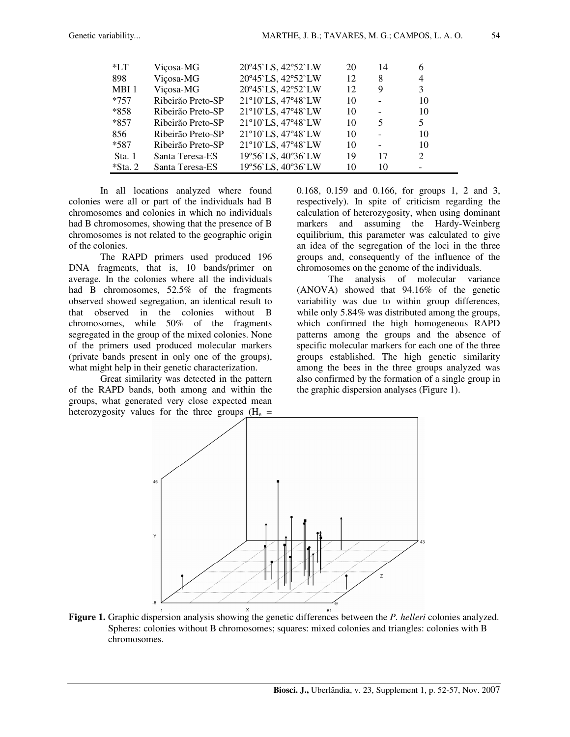| | | | | | |
|---|---|---|---|---|---|
| *LT | Viçosa-MG | 20º45`LS, 42º52`LW | 20 | 14 | 6 |
| 898 | Viçosa-MG | 20º45`LS, 42º52`LW | 12 | 8 | 4 |
| MBI 1 | Viçosa-MG | 20º45`LS, 42º52`LW | 12 | 9 | 3 |
| *757 | Ribeirão Preto-SP | 21º10`LS, 47º48`LW | 10 | - | 10 |
| *858 | Ribeirão Preto-SP | 21º10`LS, 47º48`LW | 10 | - | 10 |
| *857 | Ribeirão Preto-SP | 21º10`LS, 47º48`LW | 10 | 5 | 5 |
| 856 | Ribeirão Preto-SP | 21º10`LS, 47º48`LW | 10 | - | 10 |
| *587 | Ribeirão Preto-SP | 21º10`LS, 47º48`LW | 10 | - | 10 |
| Sta. 1 | Santa Teresa-ES | 19º56`LS, 40º36`LW | 19 | 17 | 2 |
| *Sta. 2 | Santa Teresa-ES | 19º56`LS, 40º36`LW | 10 | 10 | - |

In all locations analyzed where found colonies were all or part of the individuals had B chromosomes and colonies in which no individuals had B chromosomes, showing that the presence of B chromosomes is not related to the geographic origin of the colonies.

The RAPD primers used produced 196 DNA fragments, that is, 10 bands/primer on average. In the colonies where all the individuals had B chromosomes, 52.5% of the fragments observed showed segregation, an identical result to that observed in the colonies without B chromosomes, while 50% of the fragments segregated in the group of the mixed colonies. None of the primers used produced molecular markers (private bands present in only one of the groups), what might help in their genetic characterization.

Great similarity was detected in the pattern of the RAPD bands, both among and within the groups, what generated very close expected mean heterozygosity values for the three groups ($H_e$ = 0.168, 0.159 and 0.166, for groups 1, 2 and 3, respectively). In spite of criticism regarding the calculation of heterozygosity, when using dominant markers and assuming the Hardy-Weinberg equilibrium, this parameter was calculated to give an idea of the segregation of the loci in the three groups and, consequently of the influence of the chromosomes on the genome of the individuals.

The analysis of molecular variance (ANOVA) showed that 94.16% of the genetic variability was due to within group differences, while only 5.84% was distributed among the groups, which confirmed the high homogeneous RAPD patterns among the groups and the absence of specific molecular markers for each one of the three groups established. The high genetic similarity among the bees in the three groups analyzed was also confirmed by the formation of a single group in the graphic dispersion analyses (Figure 1).

**Figure 1.** Graphic dispersion analysis showing the genetic differences between the *P. helleri* colonies analyzed. Spheres: colonies without B chromosomes; squares: mixed colonies and triangles: colonies with B chromosomes.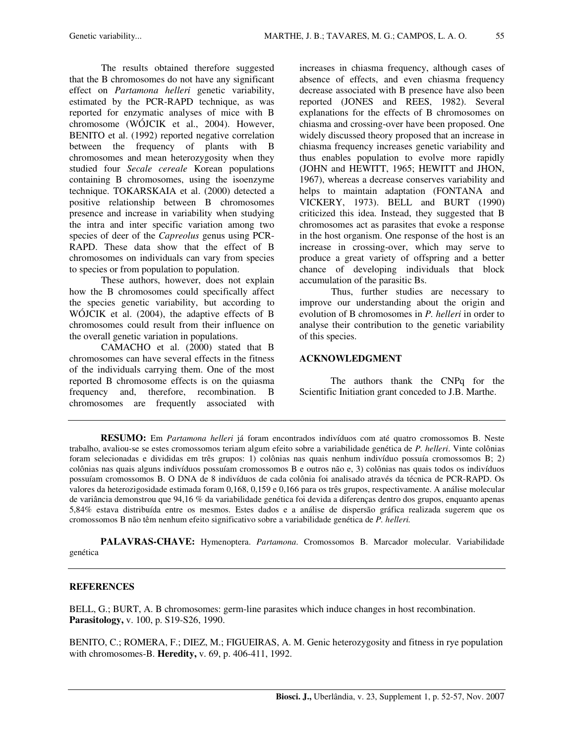The results obtained therefore suggested that the B chromosomes do not have any significant effect on *Partamona helleri* genetic variability, estimated by the PCR-RAPD technique, as was reported for enzymatic analyses of mice with B chromosome (WÓJCIK et al., 2004). However, BENITO et al. (1992) reported negative correlation between the frequency of plants with B chromosomes and mean heterozygosity when they studied four *Secale cereale* Korean populations containing B chromosomes, using the isoenzyme technique. TOKARSKAIA et al. (2000) detected a positive relationship between B chromosomes presence and increase in variability when studying the intra and inter specific variation among two species of deer of the *Capreolus* genus using PCR-RAPD. These data show that the effect of B chromosomes on individuals can vary from species to species or from population to population.

These authors, however, does not explain how the B chromosomes could specifically affect the species genetic variability, but according to WÓJCIK et al. (2004), the adaptive effects of B chromosomes could result from their influence on the overall genetic variation in populations.

CAMACHO et al. (2000) stated that B chromosomes can have several effects in the fitness of the individuals carrying them. One of the most reported B chromosome effects is on the quiasma frequency and, therefore, recombination. B chromosomes are frequently associated with increases in chiasma frequency, although cases of absence of effects, and even chiasma frequency decrease associated with B presence have also been reported (JONES and REES, 1982). Several explanations for the effects of B chromosomes on chiasma and crossing-over have been proposed. One widely discussed theory proposed that an increase in chiasma frequency increases genetic variability and thus enables population to evolve more rapidly (JOHN and HEWITT, 1965; HEWITT and JHON, 1967), whereas a decrease conserves variability and helps to maintain adaptation (FONTANA and VICKERY, 1973). BELL and BURT (1990) criticized this idea. Instead, they suggested that B chromosomes act as parasites that evoke a response in the host organism. One response of the host is an increase in crossing-over, which may serve to produce a great variety of offspring and a better chance of developing individuals that block accumulation of the parasitic Bs.

Thus, further studies are necessary to improve our understanding about the origin and evolution of B chromosomes in *P. helleri* in order to analyse their contribution to the genetic variability of this species.

## ACKNOWLEDGMENT

The authors thank the CNPq for the Scientific Initiation grant conceded to J.B. Marthe.

---

**RESUMO:** Em *Partamona helleri* já foram encontrados indivíduos com até quatro cromossomos B. Neste trabalho, avaliou-se se estes cromossomos teriam algum efeito sobre a variabilidade genética de *P. helleri*. Vinte colônias foram selecionadas e divididas em três grupos: 1) colônias nas quais nenhum indivíduo possuía cromossomos B; 2) colônias nas quais alguns indivíduos possuíam cromossomos B e outros não e, 3) colônias nas quais todos os indivíduos possuíam cromossomos B. O DNA de 8 indivíduos de cada colônia foi analisado através da técnica de PCR-RAPD. Os valores da heterozigosidade estimada foram 0,168, 0,159 e 0,166 para os três grupos, respectivamente. A análise molecular de variância demonstrou que 94,16 % da variabilidade genética foi devida a diferenças dentro dos grupos, enquanto apenas 5,84% estava distribuída entre os mesmos. Estes dados e a análise de dispersão gráfica realizada sugerem que os cromossomos B não têm nenhum efeito significativo sobre a variabilidade genética de *P. helleri.*

**PALAVRAS-CHAVE:** Hymenoptera. *Partamona*. Cromossomos B. Marcador molecular. Variabilidade genética

---

## REFERENCES

BELL, G.; BURT, A. B chromosomes: germ-line parasites which induce changes in host recombination. **Parasitology,** v. 100, p. S19-S26, 1990.

BENITO, C.; ROMERA, F.; DIEZ, M.; FIGUEIRAS, A. M. Genic heterozygosity and fitness in rye population with chromosomes-B. **Heredity,** v. 69, p. 406-411, 1992.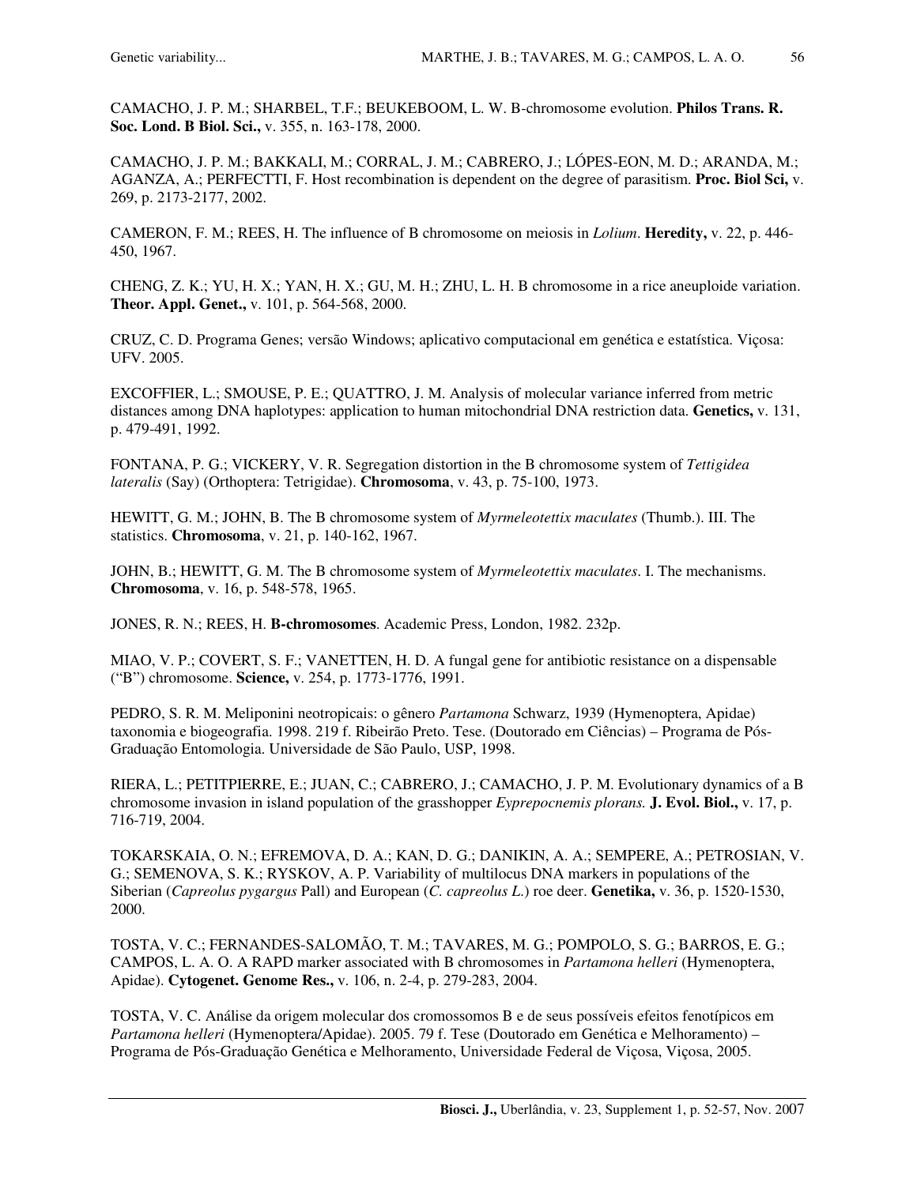CAMACHO, J. P. M.; SHARBEL, T.F.; BEUKEBOOM, L. W. B-chromosome evolution. **Philos Trans. R. Soc. Lond. B Biol. Sci.,** v. 355, n. 163-178, 2000.

CAMACHO, J. P. M.; BAKKALI, M.; CORRAL, J. M.; CABRERO, J.; LÓPES-EON, M. D.; ARANDA, M.; AGANZA, A.; PERFECTTI, F. Host recombination is dependent on the degree of parasitism. **Proc. Biol Sci,** v. 269, p. 2173-2177, 2002.

CAMERON, F. M.; REES, H. The influence of B chromosome on meiosis in *Lolium*. **Heredity,** v. 22, p. 446-450, 1967.

CHENG, Z. K.; YU, H. X.; YAN, H. X.; GU, M. H.; ZHU, L. H. B chromosome in a rice aneuploide variation. **Theor. Appl. Genet.,** v. 101, p. 564-568, 2000.

CRUZ, C. D. Programa Genes; versão Windows; aplicativo computacional em genética e estatística. Viçosa: UFV. 2005.

EXCOFFIER, L.; SMOUSE, P. E.; QUATTRO, J. M. Analysis of molecular variance inferred from metric distances among DNA haplotypes: application to human mitochondrial DNA restriction data. **Genetics,** v. 131, p. 479-491, 1992.

FONTANA, P. G.; VICKERY, V. R. Segregation distortion in the B chromosome system of *Tettigidea lateralis* (Say) (Orthoptera: Tetrigidae). **Chromosoma**, v. 43, p. 75-100, 1973.

HEWITT, G. M.; JOHN, B. The B chromosome system of *Myrmeleotettix maculates* (Thumb.). III. The statistics. **Chromosoma**, v. 21, p. 140-162, 1967.

JOHN, B.; HEWITT, G. M. The B chromosome system of *Myrmeleotettix maculates*. I. The mechanisms. **Chromosoma**, v. 16, p. 548-578, 1965.

JONES, R. N.; REES, H. **B-chromosomes**. Academic Press, London, 1982. 232p.

MIAO, V. P.; COVERT, S. F.; VANETTEN, H. D. A fungal gene for antibiotic resistance on a dispensable ("B") chromosome. **Science,** v. 254, p. 1773-1776, 1991.

PEDRO, S. R. M. Meliponini neotropicais: o gênero *Partamona* Schwarz, 1939 (Hymenoptera, Apidae) taxonomia e biogeografia. 1998. 219 f. Ribeirão Preto. Tese. (Doutorado em Ciências) – Programa de Pós-Graduação Entomologia. Universidade de São Paulo, USP, 1998.

RIERA, L.; PETITPIERRE, E.; JUAN, C.; CABRERO, J.; CAMACHO, J. P. M. Evolutionary dynamics of a B chromosome invasion in island population of the grasshopper *Eyprepocnemis plorans.* **J. Evol. Biol.,** v. 17, p. 716-719, 2004.

TOKARSKAIA, O. N.; EFREMOVA, D. A.; KAN, D. G.; DANIKIN, A. A.; SEMPERE, A.; PETROSIAN, V. G.; SEMENOVA, S. K.; RYSKOV, A. P. Variability of multilocus DNA markers in populations of the Siberian (*Capreolus pygargus* Pall) and European (*C. capreolus L.*) roe deer. **Genetika,** v. 36, p. 1520-1530, 2000.

TOSTA, V. C.; FERNANDES-SALOMÃO, T. M.; TAVARES, M. G.; POMPOLO, S. G.; BARROS, E. G.; CAMPOS, L. A. O. A RAPD marker associated with B chromosomes in *Partamona helleri* (Hymenoptera, Apidae). **Cytogenet. Genome Res.,** v. 106, n. 2-4, p. 279-283, 2004.

TOSTA, V. C. Análise da origem molecular dos cromossomos B e de seus possíveis efeitos fenotípicos em *Partamona helleri* (Hymenoptera/Apidae). 2005. 79 f. Tese (Doutorado em Genética e Melhoramento) – Programa de Pós-Graduação Genética e Melhoramento, Universidade Federal de Viçosa, Viçosa, 2005.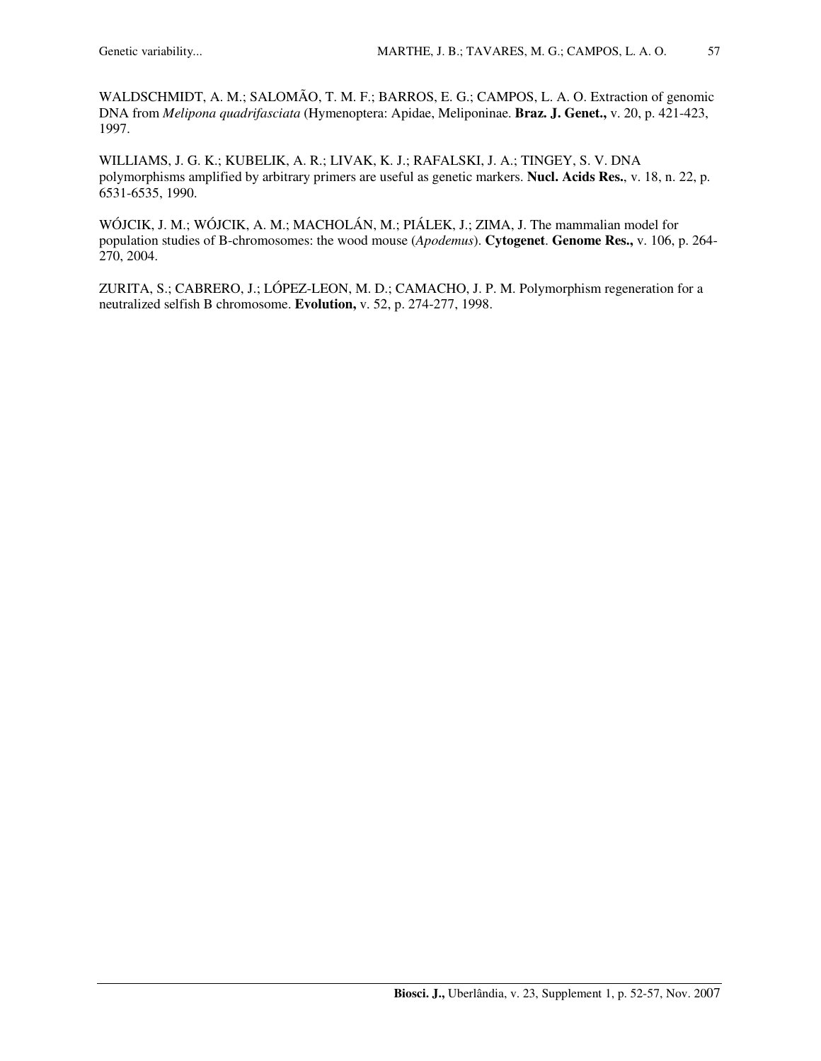WALDSCHMIDT, A. M.; SALOMÃO, T. M. F.; BARROS, E. G.; CAMPOS, L. A. O. Extraction of genomic DNA from *Melipona quadrifasciata* (Hymenoptera: Apidae, Meliponinae. **Braz. J. Genet.,** v. 20, p. 421-423, 1997.

WILLIAMS, J. G. K.; KUBELIK, A. R.; LIVAK, K. J.; RAFALSKI, J. A.; TINGEY, S. V. DNA polymorphisms amplified by arbitrary primers are useful as genetic markers. **Nucl. Acids Res.**, v. 18, n. 22, p. 6531-6535, 1990.

WÓJCIK, J. M.; WÓJCIK, A. M.; MACHOLÁN, M.; PIÁLEK, J.; ZIMA, J. The mammalian model for population studies of B-chromosomes: the wood mouse (*Apodemus*). **Cytogenet**. **Genome Res.,** v. 106, p. 264-270, 2004.

ZURITA, S.; CABRERO, J.; LÓPEZ-LEON, M. D.; CAMACHO, J. P. M. Polymorphism regeneration for a neutralized selfish B chromosome. **Evolution,** v. 52, p. 274-277, 1998.